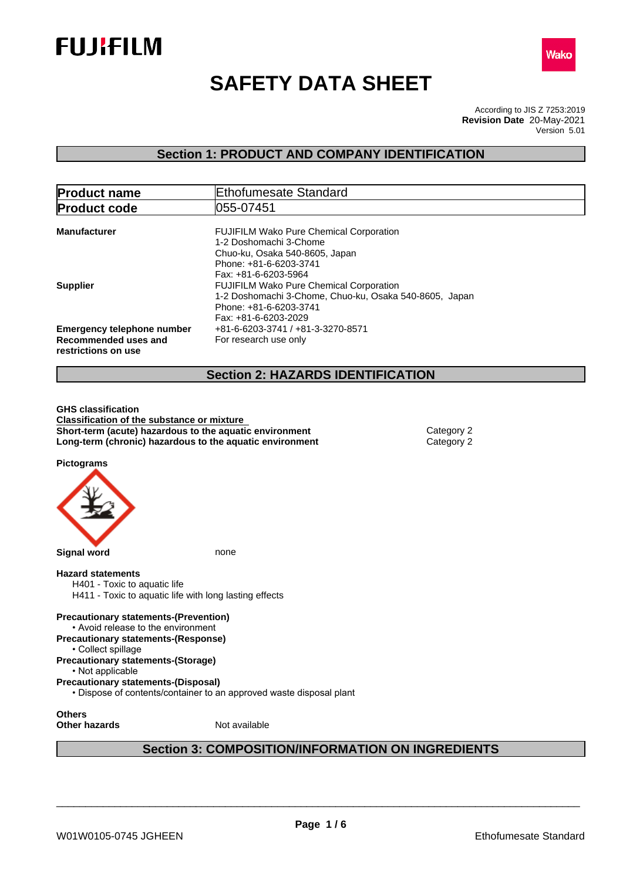FUJIFILM

Wako

# SAFETY DATA SHEET

According to JIS Z 7253:2019
**Revision Date** 20-May-2021
Version 5.01

## Section 1: PRODUCT AND COMPANY IDENTIFICATION

| **Product name** | Ethofumesate Standard |
|---|---|
| **Product code** | 055-07451 |

**Manufacturer**
FUJIFILM Wako Pure Chemical Corporation
1-2 Doshomachi 3-Chome
Chuo-ku, Osaka 540-8605, Japan
Phone: +81-6-6203-3741
Fax: +81-6-6203-5964

**Supplier**
FUJIFILM Wako Pure Chemical Corporation
1-2 Doshomachi 3-Chome, Chuo-ku, Osaka 540-8605, Japan
Phone: +81-6-6203-3741
Fax: +81-6-6203-2029

**Emergency telephone number** +81-6-6203-3741 / +81-3-3270-8571

**Recommended uses and restrictions on use** For research use only

## Section 2: HAZARDS IDENTIFICATION

**GHS classification**

**Classification of the substance or mixture**

| | |
|---|---|
| **Short-term (acute) hazardous to the aquatic environment** | Category 2 |
| **Long-term (chronic) hazardous to the aquatic environment** | Category 2 |

**Pictograms**

**Signal word** none

**Hazard statements**

H401 - Toxic to aquatic life
H411 - Toxic to aquatic life with long lasting effects

**Precautionary statements-(Prevention)**
- Avoid release to the environment

**Precautionary statements-(Response)**
- Collect spillage

**Precautionary statements-(Storage)**
- Not applicable

**Precautionary statements-(Disposal)**
- Dispose of contents/container to an approved waste disposal plant

**Others**
**Other hazards** Not available

## Section 3: COMPOSITION/INFORMATION ON INGREDIENTS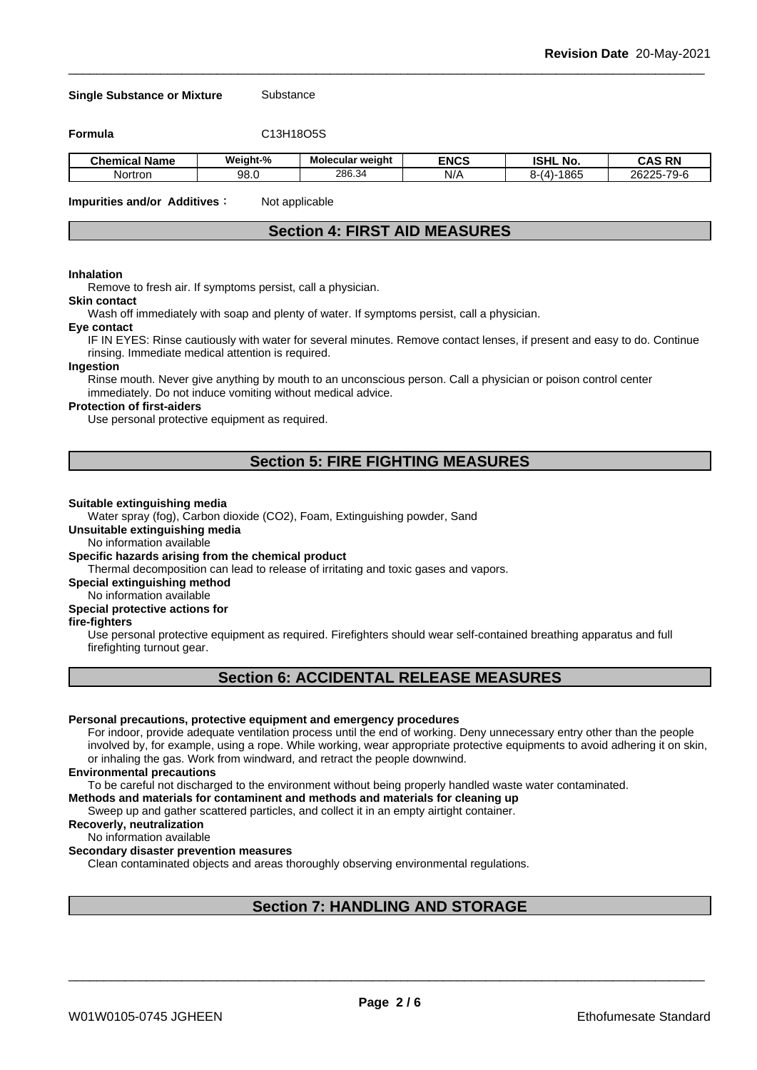**Single Substance or Mixture** Substance

**Formula** $C_{13}H_{18}O_5S$

| Chemical Name | Weight-% | Molecular weight | ENCS | ISHL No. | CAS RN |
|---|---|---|---|---|---|
| Nortron | 98.0 | 286.34 | N/A | 8-(4)-1865 | 26225-79-6 |

**Impurities and/or Additives** : Not applicable

## Section 4: FIRST AID MEASURES

**Inhalation**
Remove to fresh air. If symptoms persist, call a physician.

**Skin contact**
Wash off immediately with soap and plenty of water. If symptoms persist, call a physician.

**Eye contact**
IF IN EYES: Rinse cautiously with water for several minutes. Remove contact lenses, if present and easy to do. Continue rinsing. Immediate medical attention is required.

**Ingestion**
Rinse mouth. Never give anything by mouth to an unconscious person. Call a physician or poison control center immediately. Do not induce vomiting without medical advice.

**Protection of first-aiders**
Use personal protective equipment as required.

## Section 5: FIRE FIGHTING MEASURES

**Suitable extinguishing media**
Water spray (fog), Carbon dioxide (CO2), Foam, Extinguishing powder, Sand

**Unsuitable extinguishing media**
No information available

**Specific hazards arising from the chemical product**
Thermal decomposition can lead to release of irritating and toxic gases and vapors.

**Special extinguishing method**
No information available

**Special protective actions for fire-fighters**
Use personal protective equipment as required. Firefighters should wear self-contained breathing apparatus and full firefighting turnout gear.

## Section 6: ACCIDENTAL RELEASE MEASURES

**Personal precautions, protective equipment and emergency procedures**
For indoor, provide adequate ventilation process until the end of working. Deny unnecessary entry other than the people involved by, for example, using a rope. While working, wear appropriate protective equipments to avoid adhering it on skin, or inhaling the gas. Work from windward, and retract the people downwind.

**Environmental precautions**
To be careful not discharged to the environment without being properly handled waste water contaminated.

**Methods and materials for contaminent and methods and materials for cleaning up**
Sweep up and gather scattered particles, and collect it in an empty airtight container.

**Recoverly, neutralization**
No information available

**Secondary disaster prevention measures**
Clean contaminated objects and areas thoroughly observing environmental regulations.

## Section 7: HANDLING AND STORAGE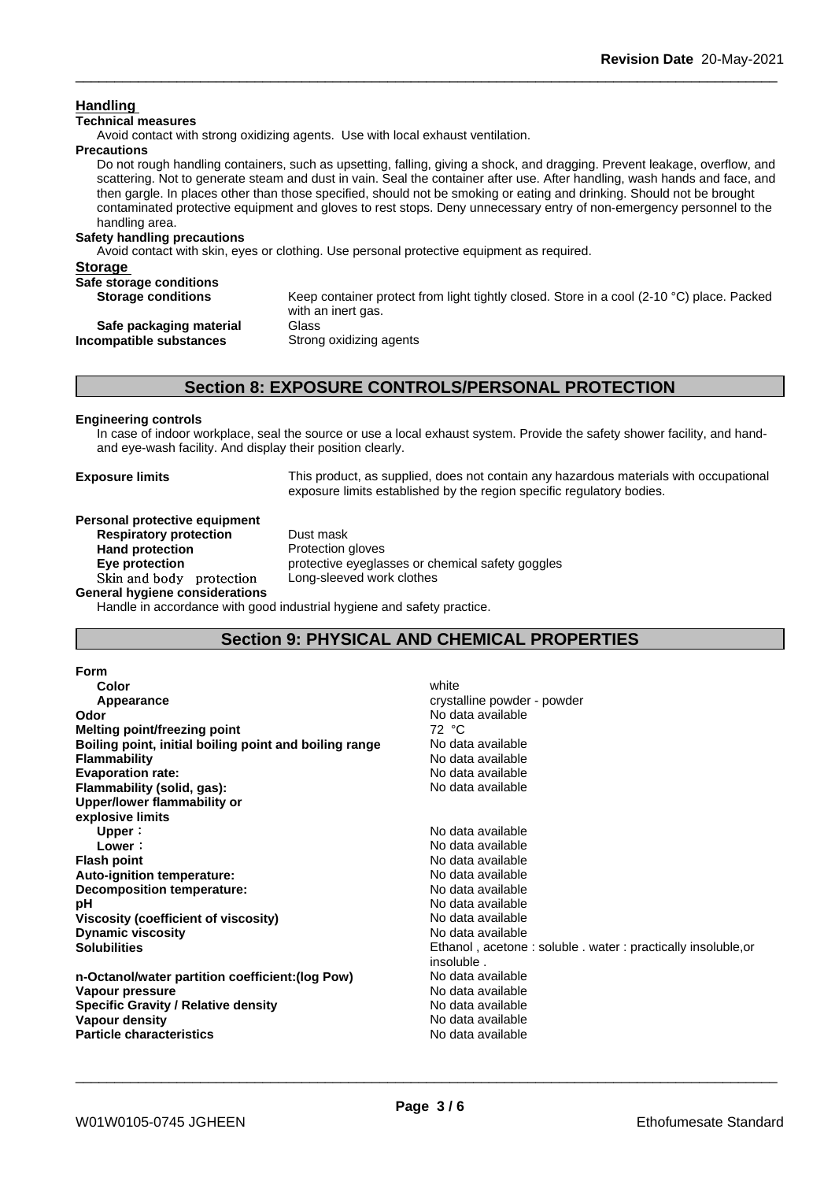## Handling

**Technical measures**

Avoid contact with strong oxidizing agents. Use with local exhaust ventilation.

**Precautions**

Do not rough handling containers, such as upsetting, falling, giving a shock, and dragging. Prevent leakage, overflow, and scattering. Not to generate steam and dust in vain. Seal the container after use. After handling, wash hands and face, and then gargle. In places other than those specified, should not be smoking or eating and drinking. Should not be brought contaminated protective equipment and gloves to rest stops. Deny unnecessary entry of non-emergency personnel to the handling area.

**Safety handling precautions**

Avoid contact with skin, eyes or clothing. Use personal protective equipment as required.

## Storage

**Safe storage conditions**

| | |
|---|---|
| **Storage conditions** | Keep container protect from light tightly closed. Store in a cool (2-10 °C) place. Packed with an inert gas. |
| **Safe packaging material** | Glass |
| **Incompatible substances** | Strong oxidizing agents |

## Section 8: EXPOSURE CONTROLS/PERSONAL PROTECTION

**Engineering controls**

In case of indoor workplace, seal the source or use a local exhaust system. Provide the safety shower facility, and hand- and eye-wash facility. And display their position clearly.

**Exposure limits** — This product, as supplied, does not contain any hazardous materials with occupational exposure limits established by the region specific regulatory bodies.

**Personal protective equipment**

| | |
|---|---|
| **Respiratory protection** | Dust mask |
| **Hand protection** | Protection gloves |
| **Eye protection** | protective eyeglasses or chemical safety goggles |
| **Skin and body protection** | Long-sleeved work clothes |

**General hygiene considerations**

Handle in accordance with good industrial hygiene and safety practice.

## Section 9: PHYSICAL AND CHEMICAL PROPERTIES

| | |
|---|---|
| **Form** | |
| **Color** | white |
| **Appearance** | crystalline powder - powder |
| **Odor** | No data available |
| **Melting point/freezing point** | 72 °C |
| **Boiling point, initial boiling point and boiling range** | No data available |
| **Flammability** | No data available |
| **Evaporation rate:** | No data available |
| **Flammability (solid, gas):** | No data available |
| **Upper/lower flammability or explosive limits** | |
| **Upper**: | No data available |
| **Lower**: | No data available |
| **Flash point** | No data available |
| **Auto-ignition temperature:** | No data available |
| **Decomposition temperature:** | No data available |
| **pH** | No data available |
| **Viscosity (coefficient of viscosity)** | No data available |
| **Dynamic viscosity** | No data available |
| **Solubilities** | Ethanol , acetone : soluble . water : practically insoluble,or insoluble . |
| **n-Octanol/water partition coefficient:(log Pow)** | No data available |
| **Vapour pressure** | No data available |
| **Specific Gravity / Relative density** | No data available |
| **Vapour density** | No data available |
| **Particle characteristics** | No data available |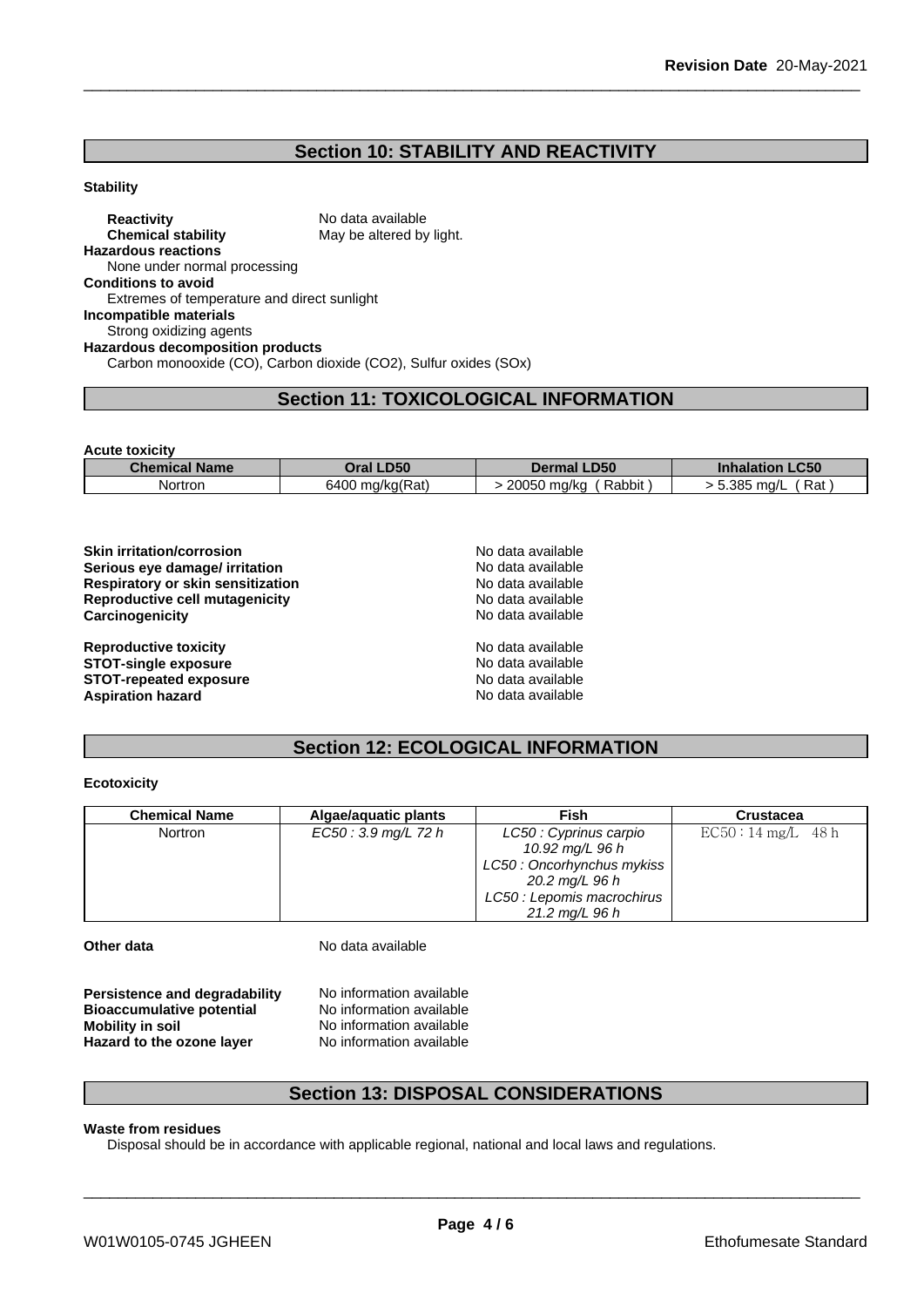## Section 10: STABILITY AND REACTIVITY

**Stability**

**Reactivity** No data available
**Chemical stability** May be altered by light.

**Hazardous reactions**
None under normal processing

**Conditions to avoid**
Extremes of temperature and direct sunlight

**Incompatible materials**
Strong oxidizing agents

**Hazardous decomposition products**
Carbon monooxide (CO), Carbon dioxide ($CO_2$), Sulfur oxides (SOx)

## Section 11: TOXICOLOGICAL INFORMATION

**Acute toxicity**

| Chemical Name | Oral LD50 | Dermal LD50 | Inhalation LC50 |
|---|---|---|---|
| Nortron | 6400 mg/kg(Rat) | > 20050 mg/kg ( Rabbit ) | > 5.385 mg/L ( Rat ) |

**Skin irritation/corrosion** No data available
**Serious eye damage/ irritation** No data available
**Respiratory or skin sensitization** No data available
**Reproductive cell mutagenicity** No data available
**Carcinogenicity** No data available

**Reproductive toxicity** No data available
**STOT-single exposure** No data available
**STOT-repeated exposure** No data available
**Aspiration hazard** No data available

## Section 12: ECOLOGICAL INFORMATION

**Ecotoxicity**

| Chemical Name | Algae/aquatic plants | Fish | Crustacea |
|---|---|---|---|
| Nortron | *EC50 : 3.9 mg/L 72 h* | *LC50 : Cyprinus carpio 10.92 mg/L 96 h*<br>*LC50 : Oncorhynchus mykiss 20.2 mg/L 96 h*<br>*LC50 : Lepomis macrochirus 21.2 mg/L 96 h* | EC50：14 mg/L 48 h |

**Other data** No data available

**Persistence and degradability** No information available
**Bioaccumulative potential** No information available
**Mobility in soil** No information available
**Hazard to the ozone layer** No information available

## Section 13: DISPOSAL CONSIDERATIONS

**Waste from residues**
Disposal should be in accordance with applicable regional, national and local laws and regulations.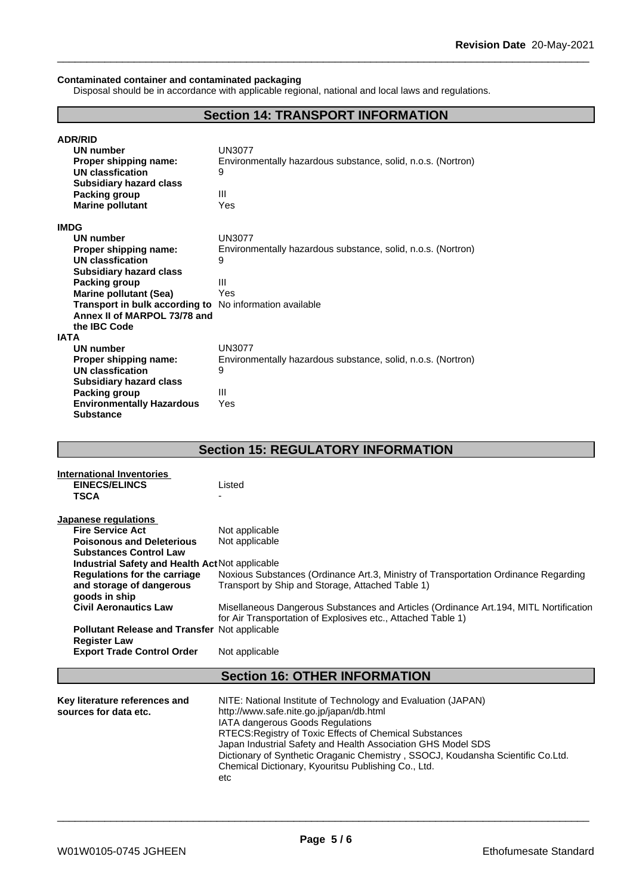**Contaminated container and contaminated packaging**

Disposal should be in accordance with applicable regional, national and local laws and regulations.

## Section 14: TRANSPORT INFORMATION

**ADR/RID**

| | |
|---|---|
| **UN number** | UN3077 |
| **Proper shipping name:** | Environmentally hazardous substance, solid, n.o.s. (Nortron) |
| **UN classfication** | 9 |
| **Subsidiary hazard class** | |
| **Packing group** | III |
| **Marine pollutant** | Yes |

**IMDG**

| | |
|---|---|
| **UN number** | UN3077 |
| **Proper shipping name:** | Environmentally hazardous substance, solid, n.o.s. (Nortron) |
| **UN classfication** | 9 |
| **Subsidiary hazard class** | |
| **Packing group** | III |
| **Marine pollutant (Sea)** | Yes |
| **Transport in bulk according to Annex II of MARPOL 73/78 and the IBC Code** | No information available |

**IATA**

| | |
|---|---|
| **UN number** | UN3077 |
| **Proper shipping name:** | Environmentally hazardous substance, solid, n.o.s. (Nortron) |
| **UN classfication** | 9 |
| **Subsidiary hazard class** | |
| **Packing group** | III |
| **Environmentally Hazardous Substance** | Yes |

## Section 15: REGULATORY INFORMATION

**International Inventories**

| | |
|---|---|
| **EINECS/ELINCS** | Listed |
| **TSCA** | - |

**Japanese regulations**

| | |
|---|---|
| **Fire Service Act** | Not applicable |
| **Poisonous and Deleterious Substances Control Law** | Not applicable |
| **Industrial Safety and Health Act** | Not applicable |
| **Regulations for the carriage and storage of dangerous goods in ship** | Noxious Substances (Ordinance Art.3, Ministry of Transportation Ordinance Regarding Transport by Ship and Storage, Attached Table 1) |
| **Civil Aeronautics Law** | Misellaneous Dangerous Substances and Articles (Ordinance Art.194, MITL Nortification for Air Transportation of Explosives etc., Attached Table 1) |
| **Pollutant Release and Transfer Register Law** | Not applicable |
| **Export Trade Control Order** | Not applicable |

## Section 16: OTHER INFORMATION

**Key literature references and sources for data etc.**

NITE: National Institute of Technology and Evaluation (JAPAN)
http://www.safe.nite.go.jp/japan/db.html
IATA dangerous Goods Regulations
RTECS:Registry of Toxic Effects of Chemical Substances
Japan Industrial Safety and Health Association GHS Model SDS
Dictionary of Synthetic Oraganic Chemistry , SSOCJ, Koudansha Scientific Co.Ltd.
Chemical Dictionary, Kyouritsu Publishing Co., Ltd.
etc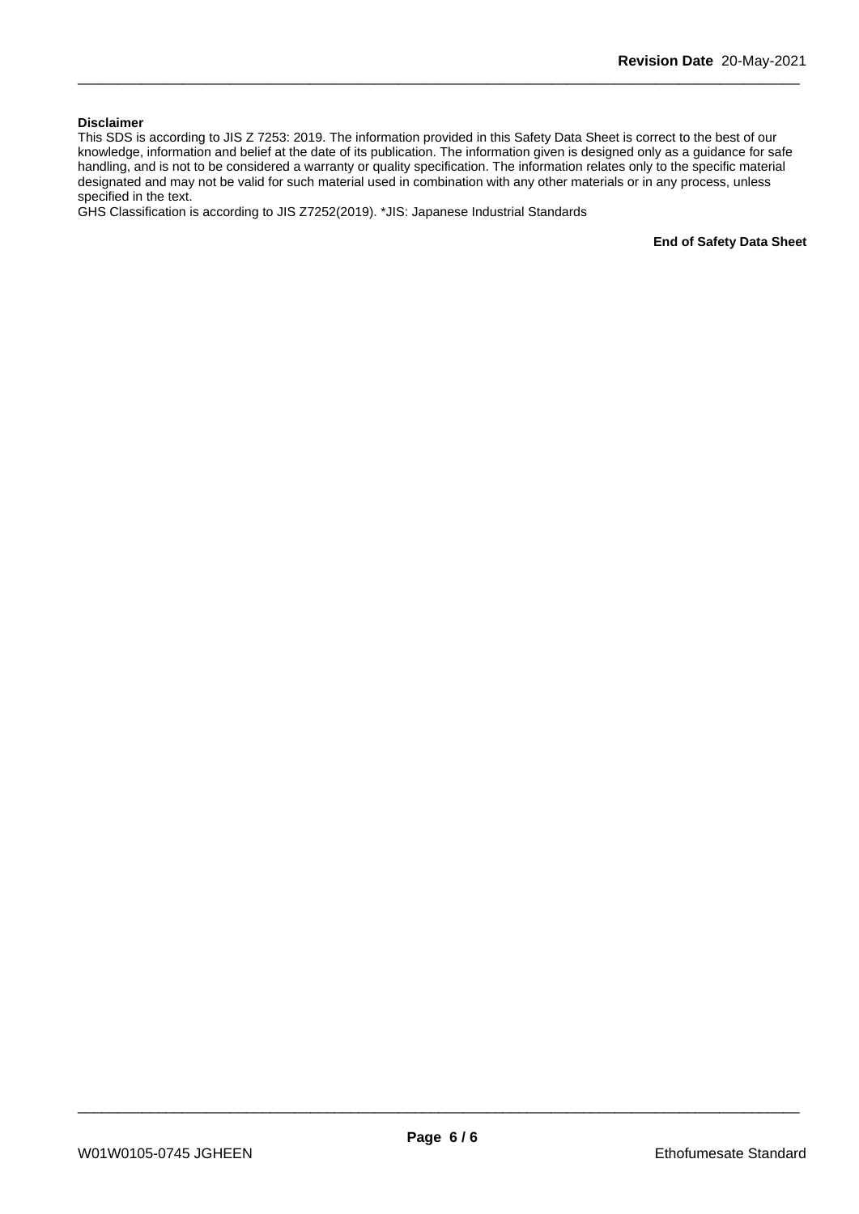**Disclaimer**

This SDS is according to JIS Z 7253: 2019. The information provided in this Safety Data Sheet is correct to the best of our knowledge, information and belief at the date of its publication. The information given is designed only as a guidance for safe handling, and is not to be considered a warranty or quality specification. The information relates only to the specific material designated and may not be valid for such material used in combination with any other materials or in any process, unless specified in the text.

GHS Classification is according to JIS Z7252(2019). *JIS: Japanese Industrial Standards

**End of Safety Data Sheet**